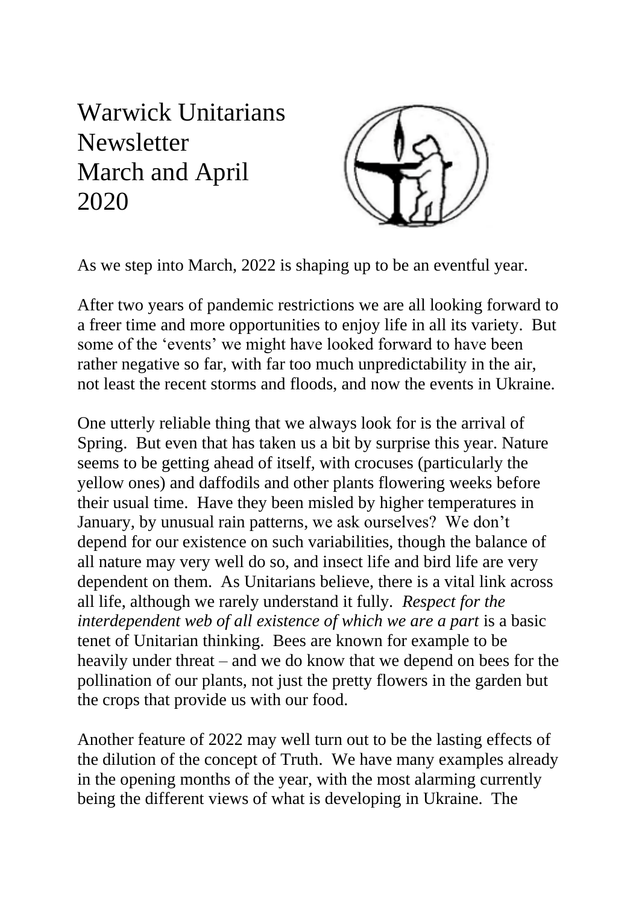# Warwick Unitarians Newsletter March and April 2020

As we step into March, 2022 is shaping up to be an eventful year.

After two years of pandemic restrictions we are all looking forward to a freer time and more opportunities to enjoy life in all its variety. But some of the 'events' we might have looked forward to have been rather negative so far, with far too much unpredictability in the air, not least the recent storms and floods, and now the events in Ukraine.

One utterly reliable thing that we always look for is the arrival of Spring. But even that has taken us a bit by surprise this year. Nature seems to be getting ahead of itself, with crocuses (particularly the yellow ones) and daffodils and other plants flowering weeks before their usual time. Have they been misled by higher temperatures in January, by unusual rain patterns, we ask ourselves? We don't depend for our existence on such variabilities, though the balance of all nature may very well do so, and insect life and bird life are very dependent on them. As Unitarians believe, there is a vital link across all life, although we rarely understand it fully. *Respect for the interdependent web of all existence of which we are a part* is a basic tenet of Unitarian thinking. Bees are known for example to be heavily under threat – and we do know that we depend on bees for the pollination of our plants, not just the pretty flowers in the garden but the crops that provide us with our food.

Another feature of 2022 may well turn out to be the lasting effects of the dilution of the concept of Truth. We have many examples already in the opening months of the year, with the most alarming currently being the different views of what is developing in Ukraine. The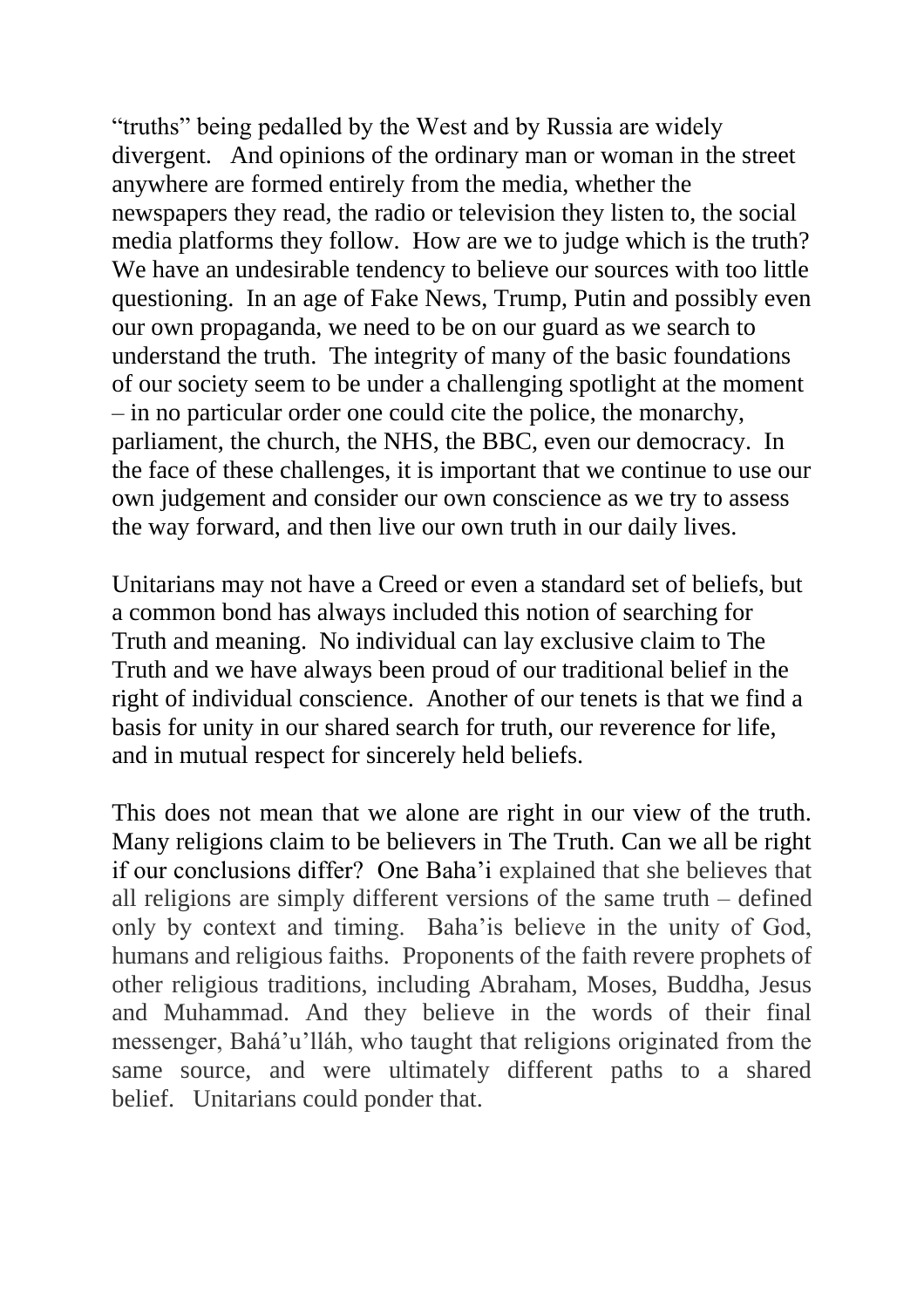"truths" being pedalled by the West and by Russia are widely divergent. And opinions of the ordinary man or woman in the street anywhere are formed entirely from the media, whether the newspapers they read, the radio or television they listen to, the social media platforms they follow. How are we to judge which is the truth? We have an undesirable tendency to believe our sources with too little questioning. In an age of Fake News, Trump, Putin and possibly even our own propaganda, we need to be on our guard as we search to understand the truth. The integrity of many of the basic foundations of our society seem to be under a challenging spotlight at the moment – in no particular order one could cite the police, the monarchy, parliament, the church, the NHS, the BBC, even our democracy. In the face of these challenges, it is important that we continue to use our own judgement and consider our own conscience as we try to assess the way forward, and then live our own truth in our daily lives.

Unitarians may not have a Creed or even a standard set of beliefs, but a common bond has always included this notion of searching for Truth and meaning. No individual can lay exclusive claim to The Truth and we have always been proud of our traditional belief in the right of individual conscience. Another of our tenets is that we find a basis for unity in our shared search for truth, our reverence for life, and in mutual respect for sincerely held beliefs.

This does not mean that we alone are right in our view of the truth. Many religions claim to be believers in The Truth. Can we all be right if our conclusions differ? One Baha'i explained that she believes that all religions are simply different versions of the same truth – defined only by context and timing. Baha'is believe in the unity of God, humans and religious faiths. Proponents of the faith revere prophets of other religious traditions, including Abraham, Moses, Buddha, Jesus and Muhammad. And they believe in the words of their final messenger, Bahá'u'lláh, who taught that religions originated from the same source, and were ultimately different paths to a shared belief. Unitarians could ponder that.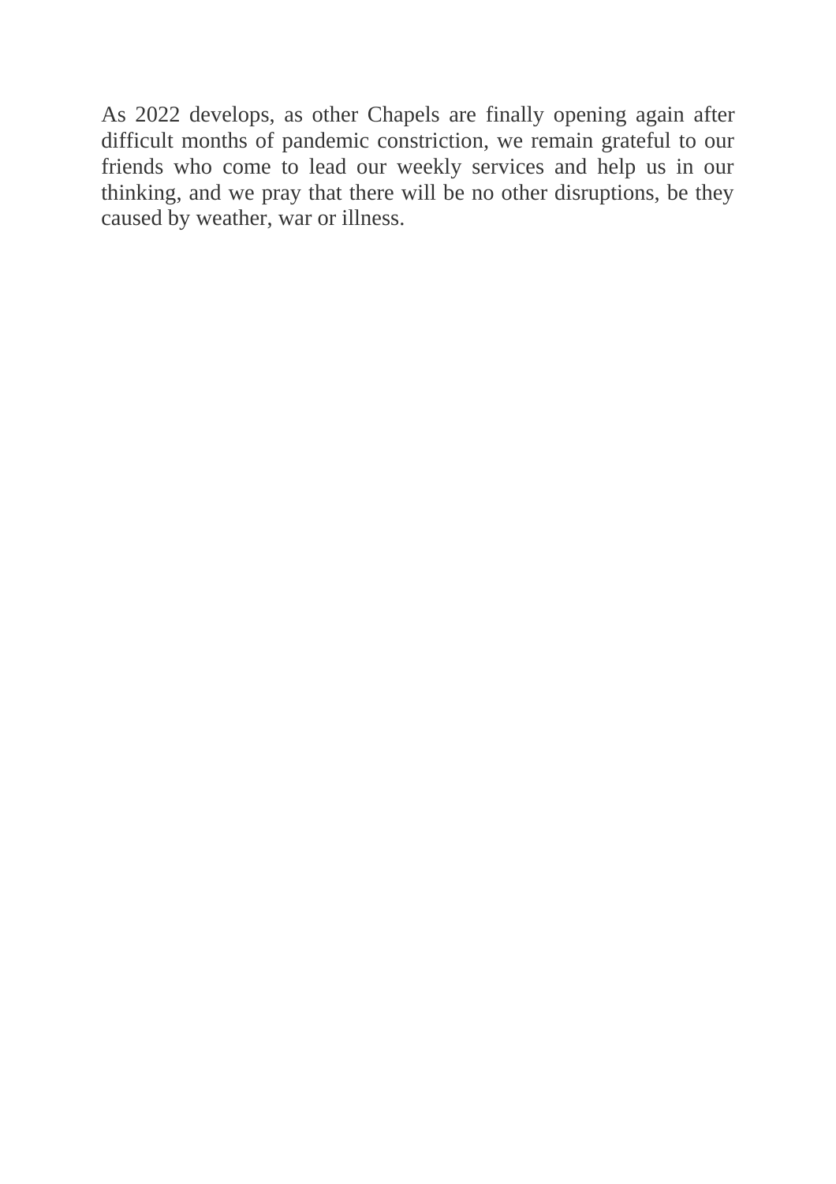As 2022 develops, as other Chapels are finally opening again after difficult months of pandemic constriction, we remain grateful to our friends who come to lead our weekly services and help us in our thinking, and we pray that there will be no other disruptions, be they caused by weather, war or illness.